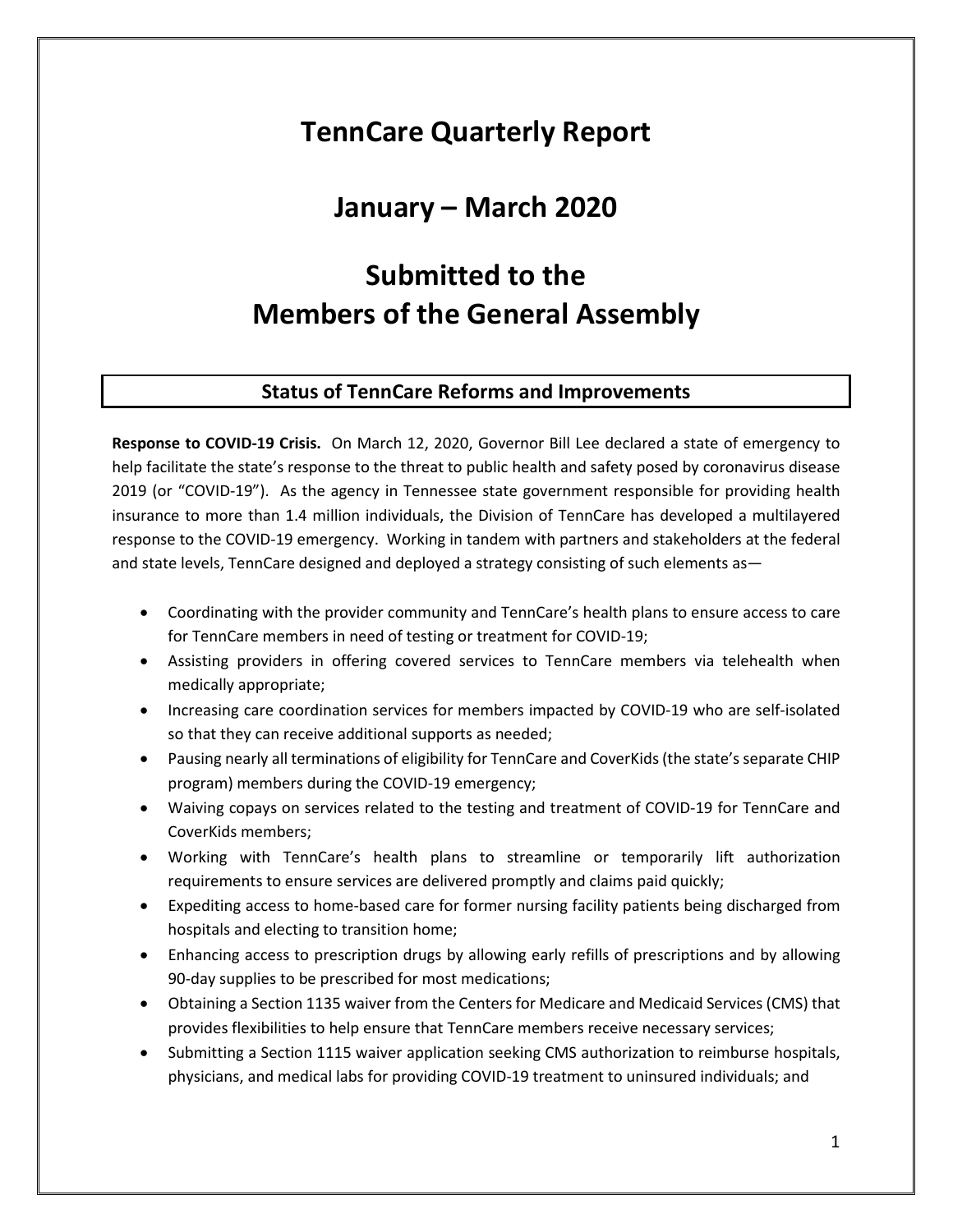# TennCare Quarterly Report

# January – March 2020

# Submitted to the Members of the General Assembly

## Status of TennCare Reforms and Improvements

**Response to COVID-19 Crisis.** On March 12, 2020, Governor Bill Lee declared a state of emergency to help facilitate the state's response to the threat to public health and safety posed by coronavirus disease 2019 (or "COVID-19"). As the agency in Tennessee state government responsible for providing health insurance to more than 1.4 million individuals, the Division of TennCare has developed a multilayered response to the COVID-19 emergency. Working in tandem with partners and stakeholders at the federal and state levels, TennCare designed and deployed a strategy consisting of such elements as—

- Coordinating with the provider community and TennCare's health plans to ensure access to care for TennCare members in need of testing or treatment for COVID-19;
- Assisting providers in offering covered services to TennCare members via telehealth when medically appropriate;
- Increasing care coordination services for members impacted by COVID-19 who are self-isolated so that they can receive additional supports as needed;
- Pausing nearly all terminations of eligibility for TennCare and CoverKids (the state's separate CHIP program) members during the COVID-19 emergency;
- Waiving copays on services related to the testing and treatment of COVID-19 for TennCare and CoverKids members;
- Working with TennCare's health plans to streamline or temporarily lift authorization requirements to ensure services are delivered promptly and claims paid quickly;
- Expediting access to home-based care for former nursing facility patients being discharged from hospitals and electing to transition home;
- Enhancing access to prescription drugs by allowing early refills of prescriptions and by allowing 90-day supplies to be prescribed for most medications;
- Obtaining a Section 1135 waiver from the Centers for Medicare and Medicaid Services (CMS) that provides flexibilities to help ensure that TennCare members receive necessary services;
- Submitting a Section 1115 waiver application seeking CMS authorization to reimburse hospitals, physicians, and medical labs for providing COVID-19 treatment to uninsured individuals; and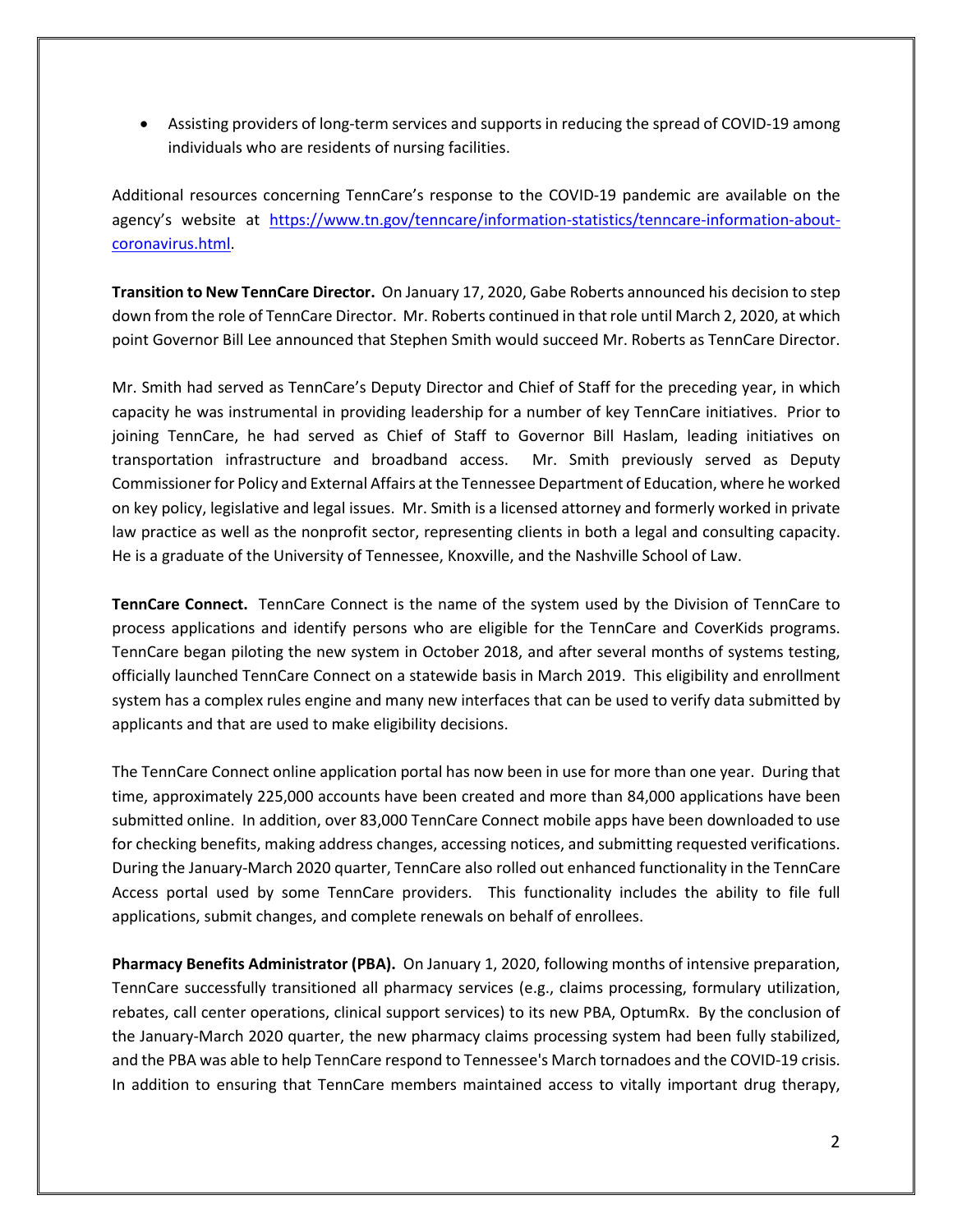- Assisting providers of long-term services and supports in reducing the spread of COVID-19 among individuals who are residents of nursing facilities.

Additional resources concerning TennCare's response to the COVID-19 pandemic are available on the agency's website at [https://www.tn.gov/tenncare/information-statistics/tenncare-information-about-coronavirus.html](https://www.tn.gov/tenncare/information-statistics/tenncare-information-about-coronavirus.html).

**Transition to New TennCare Director.** On January 17, 2020, Gabe Roberts announced his decision to step down from the role of TennCare Director. Mr. Roberts continued in that role until March 2, 2020, at which point Governor Bill Lee announced that Stephen Smith would succeed Mr. Roberts as TennCare Director.

Mr. Smith had served as TennCare's Deputy Director and Chief of Staff for the preceding year, in which capacity he was instrumental in providing leadership for a number of key TennCare initiatives. Prior to joining TennCare, he had served as Chief of Staff to Governor Bill Haslam, leading initiatives on transportation infrastructure and broadband access. Mr. Smith previously served as Deputy Commissioner for Policy and External Affairs at the Tennessee Department of Education, where he worked on key policy, legislative and legal issues. Mr. Smith is a licensed attorney and formerly worked in private law practice as well as the nonprofit sector, representing clients in both a legal and consulting capacity. He is a graduate of the University of Tennessee, Knoxville, and the Nashville School of Law.

**TennCare Connect.** TennCare Connect is the name of the system used by the Division of TennCare to process applications and identify persons who are eligible for the TennCare and CoverKids programs. TennCare began piloting the new system in October 2018, and after several months of systems testing, officially launched TennCare Connect on a statewide basis in March 2019. This eligibility and enrollment system has a complex rules engine and many new interfaces that can be used to verify data submitted by applicants and that are used to make eligibility decisions.

The TennCare Connect online application portal has now been in use for more than one year. During that time, approximately 225,000 accounts have been created and more than 84,000 applications have been submitted online. In addition, over 83,000 TennCare Connect mobile apps have been downloaded to use for checking benefits, making address changes, accessing notices, and submitting requested verifications. During the January-March 2020 quarter, TennCare also rolled out enhanced functionality in the TennCare Access portal used by some TennCare providers. This functionality includes the ability to file full applications, submit changes, and complete renewals on behalf of enrollees.

**Pharmacy Benefits Administrator (PBA).** On January 1, 2020, following months of intensive preparation, TennCare successfully transitioned all pharmacy services (e.g., claims processing, formulary utilization, rebates, call center operations, clinical support services) to its new PBA, OptumRx. By the conclusion of the January-March 2020 quarter, the new pharmacy claims processing system had been fully stabilized, and the PBA was able to help TennCare respond to Tennessee's March tornadoes and the COVID-19 crisis. In addition to ensuring that TennCare members maintained access to vitally important drug therapy,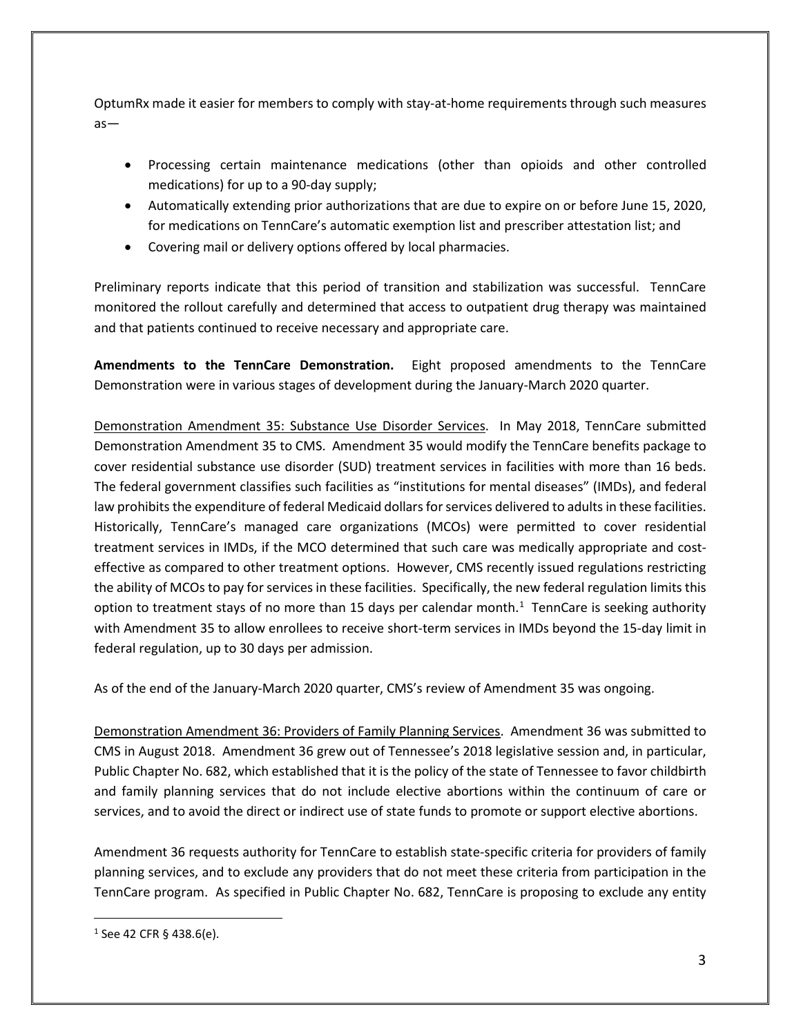OptumRx made it easier for members to comply with stay-at-home requirements through such measures as—

- Processing certain maintenance medications (other than opioids and other controlled medications) for up to a 90-day supply;
- Automatically extending prior authorizations that are due to expire on or before June 15, 2020, for medications on TennCare's automatic exemption list and prescriber attestation list; and
- Covering mail or delivery options offered by local pharmacies.

Preliminary reports indicate that this period of transition and stabilization was successful. TennCare monitored the rollout carefully and determined that access to outpatient drug therapy was maintained and that patients continued to receive necessary and appropriate care.

**Amendments to the TennCare Demonstration.** Eight proposed amendments to the TennCare Demonstration were in various stages of development during the January-March 2020 quarter.

Demonstration Amendment 35: Substance Use Disorder Services. In May 2018, TennCare submitted Demonstration Amendment 35 to CMS. Amendment 35 would modify the TennCare benefits package to cover residential substance use disorder (SUD) treatment services in facilities with more than 16 beds. The federal government classifies such facilities as "institutions for mental diseases" (IMDs), and federal law prohibits the expenditure of federal Medicaid dollars for services delivered to adults in these facilities. Historically, TennCare's managed care organizations (MCOs) were permitted to cover residential treatment services in IMDs, if the MCO determined that such care was medically appropriate and cost-effective as compared to other treatment options. However, CMS recently issued regulations restricting the ability of MCOs to pay for services in these facilities. Specifically, the new federal regulation limits this option to treatment stays of no more than 15 days per calendar month.[1] TennCare is seeking authority with Amendment 35 to allow enrollees to receive short-term services in IMDs beyond the 15-day limit in federal regulation, up to 30 days per admission.

As of the end of the January-March 2020 quarter, CMS's review of Amendment 35 was ongoing.

Demonstration Amendment 36: Providers of Family Planning Services. Amendment 36 was submitted to CMS in August 2018. Amendment 36 grew out of Tennessee's 2018 legislative session and, in particular, Public Chapter No. 682, which established that it is the policy of the state of Tennessee to favor childbirth and family planning services that do not include elective abortions within the continuum of care or services, and to avoid the direct or indirect use of state funds to promote or support elective abortions.

Amendment 36 requests authority for TennCare to establish state-specific criteria for providers of family planning services, and to exclude any providers that do not meet these criteria from participation in the TennCare program. As specified in Public Chapter No. 682, TennCare is proposing to exclude any entity

[1] See 42 CFR § 438.6(e).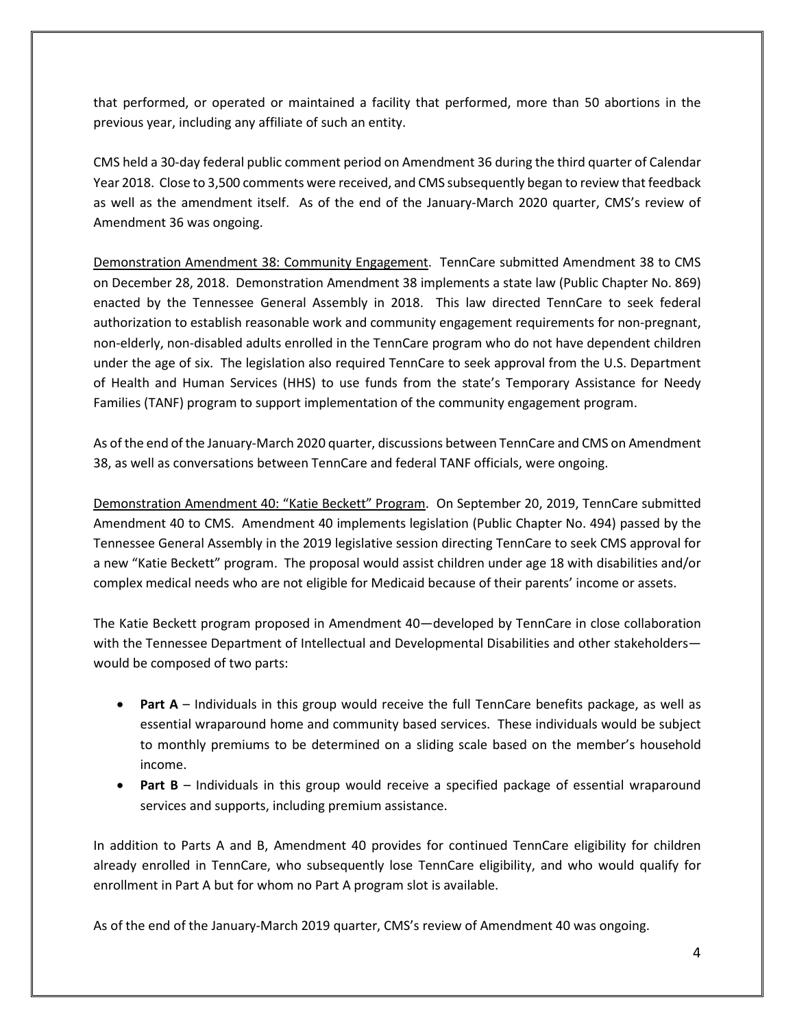that performed, or operated or maintained a facility that performed, more than 50 abortions in the previous year, including any affiliate of such an entity.

CMS held a 30-day federal public comment period on Amendment 36 during the third quarter of Calendar Year 2018. Close to 3,500 comments were received, and CMS subsequently began to review that feedback as well as the amendment itself. As of the end of the January-March 2020 quarter, CMS's review of Amendment 36 was ongoing.

<u>Demonstration Amendment 38: Community Engagement</u>. TennCare submitted Amendment 38 to CMS on December 28, 2018. Demonstration Amendment 38 implements a state law (Public Chapter No. 869) enacted by the Tennessee General Assembly in 2018. This law directed TennCare to seek federal authorization to establish reasonable work and community engagement requirements for non-pregnant, non-elderly, non-disabled adults enrolled in the TennCare program who do not have dependent children under the age of six. The legislation also required TennCare to seek approval from the U.S. Department of Health and Human Services (HHS) to use funds from the state's Temporary Assistance for Needy Families (TANF) program to support implementation of the community engagement program.

As of the end of the January-March 2020 quarter, discussions between TennCare and CMS on Amendment 38, as well as conversations between TennCare and federal TANF officials, were ongoing.

<u>Demonstration Amendment 40: "Katie Beckett" Program</u>. On September 20, 2019, TennCare submitted Amendment 40 to CMS. Amendment 40 implements legislation (Public Chapter No. 494) passed by the Tennessee General Assembly in the 2019 legislative session directing TennCare to seek CMS approval for a new "Katie Beckett" program. The proposal would assist children under age 18 with disabilities and/or complex medical needs who are not eligible for Medicaid because of their parents' income or assets.

The Katie Beckett program proposed in Amendment 40—developed by TennCare in close collaboration with the Tennessee Department of Intellectual and Developmental Disabilities and other stakeholders—would be composed of two parts:

- **Part A** – Individuals in this group would receive the full TennCare benefits package, as well as essential wraparound home and community based services. These individuals would be subject to monthly premiums to be determined on a sliding scale based on the member's household income.
- **Part B** – Individuals in this group would receive a specified package of essential wraparound services and supports, including premium assistance.

In addition to Parts A and B, Amendment 40 provides for continued TennCare eligibility for children already enrolled in TennCare, who subsequently lose TennCare eligibility, and who would qualify for enrollment in Part A but for whom no Part A program slot is available.

As of the end of the January-March 2019 quarter, CMS's review of Amendment 40 was ongoing.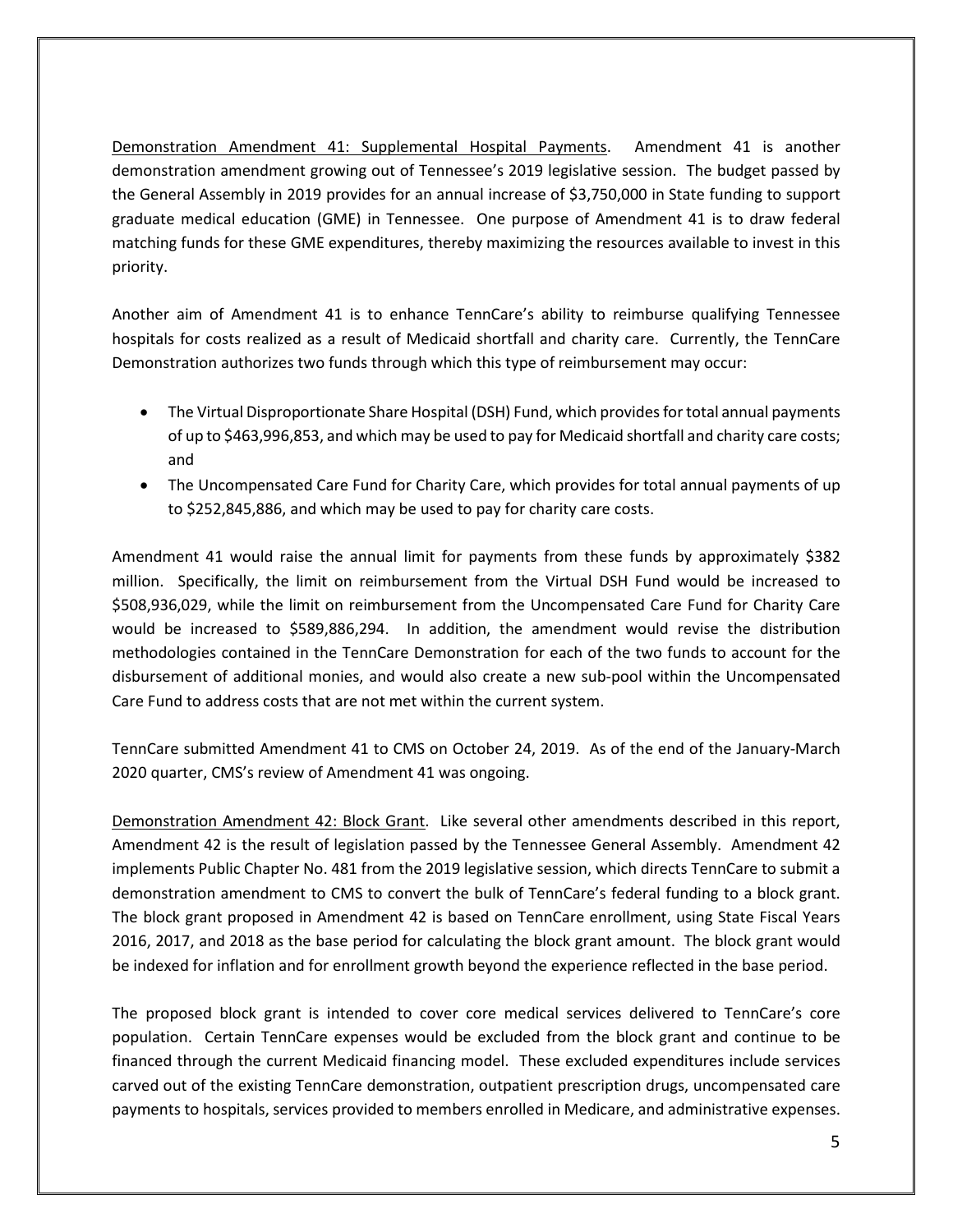Demonstration Amendment 41: Supplemental Hospital Payments. Amendment 41 is another demonstration amendment growing out of Tennessee's 2019 legislative session. The budget passed by the General Assembly in 2019 provides for an annual increase of $3,750,000 in State funding to support graduate medical education (GME) in Tennessee. One purpose of Amendment 41 is to draw federal matching funds for these GME expenditures, thereby maximizing the resources available to invest in this priority.

Another aim of Amendment 41 is to enhance TennCare's ability to reimburse qualifying Tennessee hospitals for costs realized as a result of Medicaid shortfall and charity care. Currently, the TennCare Demonstration authorizes two funds through which this type of reimbursement may occur:

- The Virtual Disproportionate Share Hospital (DSH) Fund, which provides for total annual payments of up to $463,996,853, and which may be used to pay for Medicaid shortfall and charity care costs; and
- The Uncompensated Care Fund for Charity Care, which provides for total annual payments of up to $252,845,886, and which may be used to pay for charity care costs.

Amendment 41 would raise the annual limit for payments from these funds by approximately $382 million. Specifically, the limit on reimbursement from the Virtual DSH Fund would be increased to $508,936,029, while the limit on reimbursement from the Uncompensated Care Fund for Charity Care would be increased to $589,886,294. In addition, the amendment would revise the distribution methodologies contained in the TennCare Demonstration for each of the two funds to account for the disbursement of additional monies, and would also create a new sub-pool within the Uncompensated Care Fund to address costs that are not met within the current system.

TennCare submitted Amendment 41 to CMS on October 24, 2019. As of the end of the January-March 2020 quarter, CMS's review of Amendment 41 was ongoing.

Demonstration Amendment 42: Block Grant. Like several other amendments described in this report, Amendment 42 is the result of legislation passed by the Tennessee General Assembly. Amendment 42 implements Public Chapter No. 481 from the 2019 legislative session, which directs TennCare to submit a demonstration amendment to CMS to convert the bulk of TennCare's federal funding to a block grant. The block grant proposed in Amendment 42 is based on TennCare enrollment, using State Fiscal Years 2016, 2017, and 2018 as the base period for calculating the block grant amount. The block grant would be indexed for inflation and for enrollment growth beyond the experience reflected in the base period.

The proposed block grant is intended to cover core medical services delivered to TennCare's core population. Certain TennCare expenses would be excluded from the block grant and continue to be financed through the current Medicaid financing model. These excluded expenditures include services carved out of the existing TennCare demonstration, outpatient prescription drugs, uncompensated care payments to hospitals, services provided to members enrolled in Medicare, and administrative expenses.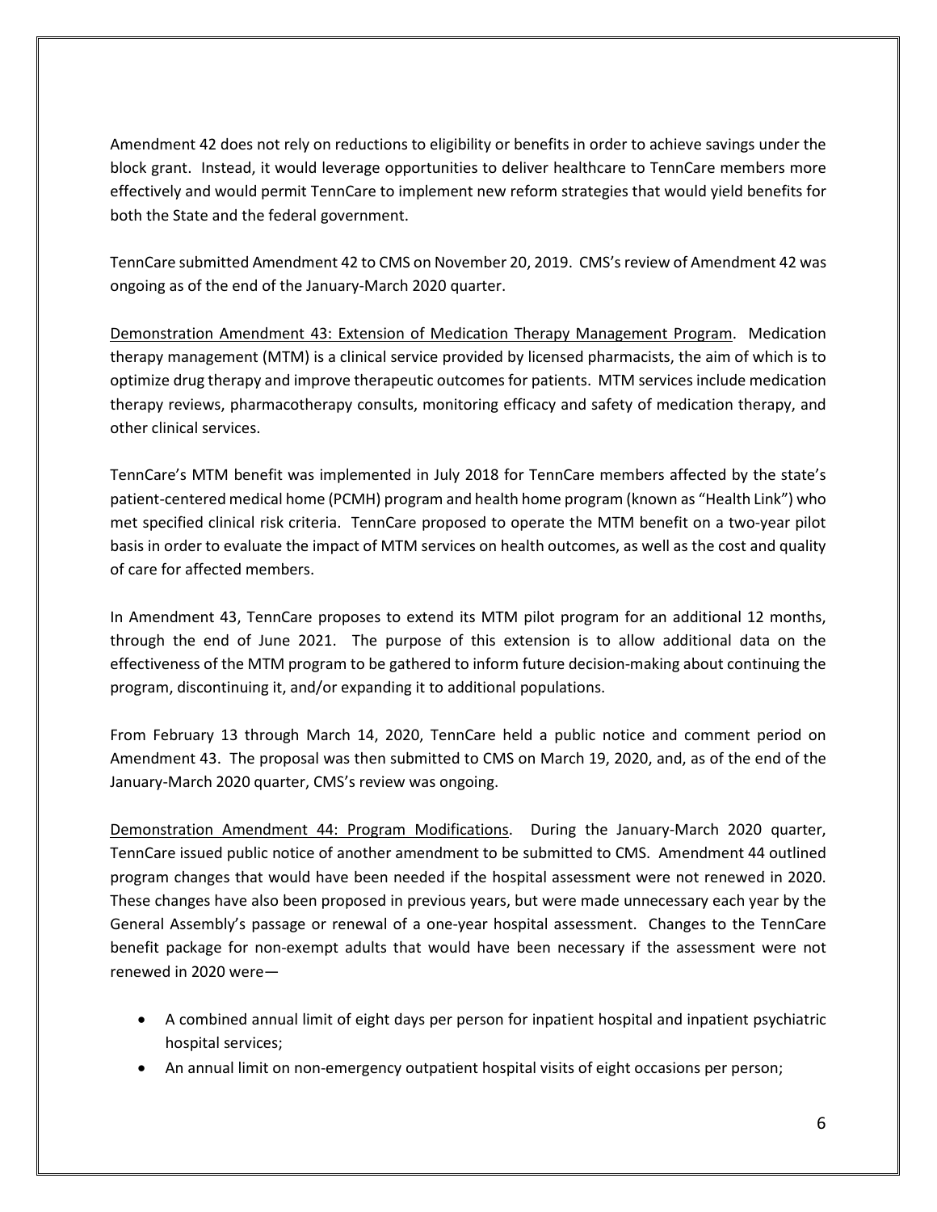Amendment 42 does not rely on reductions to eligibility or benefits in order to achieve savings under the block grant. Instead, it would leverage opportunities to deliver healthcare to TennCare members more effectively and would permit TennCare to implement new reform strategies that would yield benefits for both the State and the federal government.

TennCare submitted Amendment 42 to CMS on November 20, 2019. CMS's review of Amendment 42 was ongoing as of the end of the January-March 2020 quarter.

<u>Demonstration Amendment 43: Extension of Medication Therapy Management Program</u>. Medication therapy management (MTM) is a clinical service provided by licensed pharmacists, the aim of which is to optimize drug therapy and improve therapeutic outcomes for patients. MTM services include medication therapy reviews, pharmacotherapy consults, monitoring efficacy and safety of medication therapy, and other clinical services.

TennCare's MTM benefit was implemented in July 2018 for TennCare members affected by the state's patient-centered medical home (PCMH) program and health home program (known as "Health Link") who met specified clinical risk criteria. TennCare proposed to operate the MTM benefit on a two-year pilot basis in order to evaluate the impact of MTM services on health outcomes, as well as the cost and quality of care for affected members.

In Amendment 43, TennCare proposes to extend its MTM pilot program for an additional 12 months, through the end of June 2021. The purpose of this extension is to allow additional data on the effectiveness of the MTM program to be gathered to inform future decision-making about continuing the program, discontinuing it, and/or expanding it to additional populations.

From February 13 through March 14, 2020, TennCare held a public notice and comment period on Amendment 43. The proposal was then submitted to CMS on March 19, 2020, and, as of the end of the January-March 2020 quarter, CMS's review was ongoing.

<u>Demonstration Amendment 44: Program Modifications</u>. During the January-March 2020 quarter, TennCare issued public notice of another amendment to be submitted to CMS. Amendment 44 outlined program changes that would have been needed if the hospital assessment were not renewed in 2020. These changes have also been proposed in previous years, but were made unnecessary each year by the General Assembly's passage or renewal of a one-year hospital assessment. Changes to the TennCare benefit package for non-exempt adults that would have been necessary if the assessment were not renewed in 2020 were—

- A combined annual limit of eight days per person for inpatient hospital and inpatient psychiatric hospital services;
- An annual limit on non-emergency outpatient hospital visits of eight occasions per person;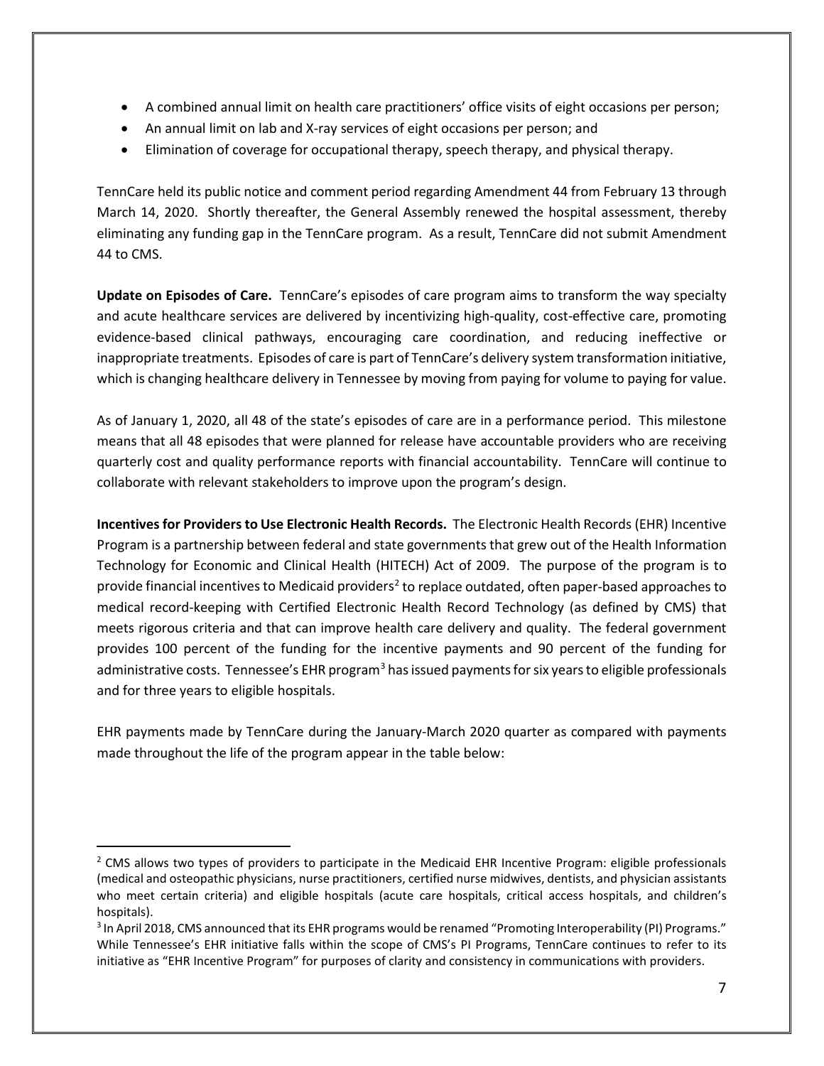- A combined annual limit on health care practitioners' office visits of eight occasions per person;
- An annual limit on lab and X-ray services of eight occasions per person; and
- Elimination of coverage for occupational therapy, speech therapy, and physical therapy.

TennCare held its public notice and comment period regarding Amendment 44 from February 13 through March 14, 2020. Shortly thereafter, the General Assembly renewed the hospital assessment, thereby eliminating any funding gap in the TennCare program. As a result, TennCare did not submit Amendment 44 to CMS.

**Update on Episodes of Care.** TennCare's episodes of care program aims to transform the way specialty and acute healthcare services are delivered by incentivizing high-quality, cost-effective care, promoting evidence-based clinical pathways, encouraging care coordination, and reducing ineffective or inappropriate treatments. Episodes of care is part of TennCare's delivery system transformation initiative, which is changing healthcare delivery in Tennessee by moving from paying for volume to paying for value.

As of January 1, 2020, all 48 of the state's episodes of care are in a performance period. This milestone means that all 48 episodes that were planned for release have accountable providers who are receiving quarterly cost and quality performance reports with financial accountability. TennCare will continue to collaborate with relevant stakeholders to improve upon the program's design.

**Incentives for Providers to Use Electronic Health Records.** The Electronic Health Records (EHR) Incentive Program is a partnership between federal and state governments that grew out of the Health Information Technology for Economic and Clinical Health (HITECH) Act of 2009. The purpose of the program is to provide financial incentives to Medicaid providers[2] to replace outdated, often paper-based approaches to medical record-keeping with Certified Electronic Health Record Technology (as defined by CMS) that meets rigorous criteria and that can improve health care delivery and quality. The federal government provides 100 percent of the funding for the incentive payments and 90 percent of the funding for administrative costs. Tennessee's EHR program[3] has issued payments for six years to eligible professionals and for three years to eligible hospitals.

EHR payments made by TennCare during the January-March 2020 quarter as compared with payments made throughout the life of the program appear in the table below:

---

[2] CMS allows two types of providers to participate in the Medicaid EHR Incentive Program: eligible professionals (medical and osteopathic physicians, nurse practitioners, certified nurse midwives, dentists, and physician assistants who meet certain criteria) and eligible hospitals (acute care hospitals, critical access hospitals, and children's hospitals).

[3] In April 2018, CMS announced that its EHR programs would be renamed "Promoting Interoperability (PI) Programs." While Tennessee's EHR initiative falls within the scope of CMS's PI Programs, TennCare continues to refer to its initiative as "EHR Incentive Program" for purposes of clarity and consistency in communications with providers.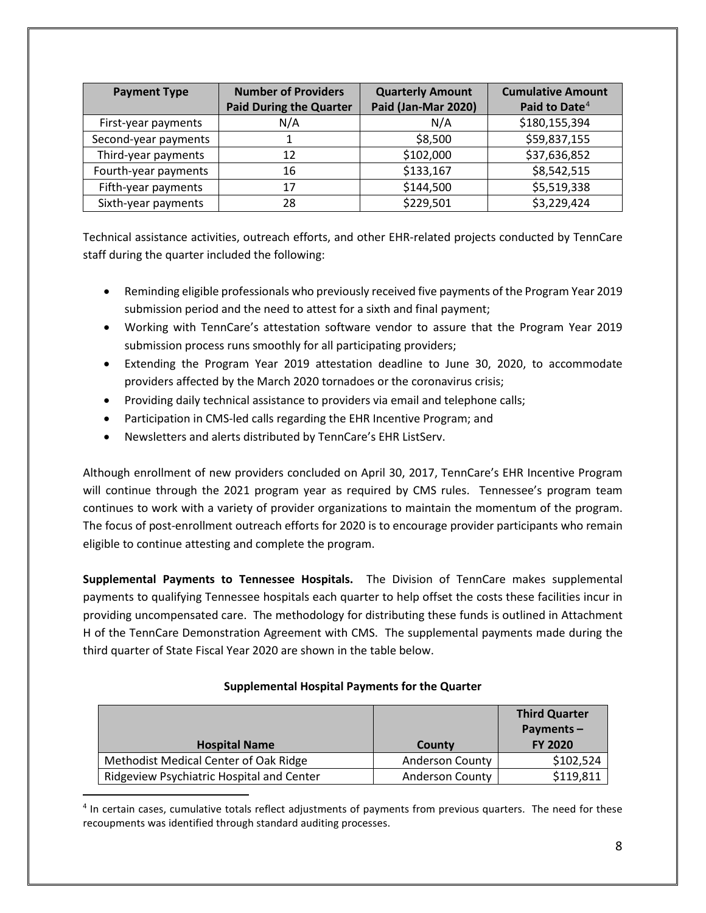| Payment Type | Number of Providers Paid During the Quarter | Quarterly Amount Paid (Jan-Mar 2020) | Cumulative Amount Paid to Date[4] |
|---|---|---|---|
| First-year payments | N/A | N/A | $180,155,394 |
| Second-year payments | 1 | $8,500 | $59,837,155 |
| Third-year payments | 12 | $102,000 | $37,636,852 |
| Fourth-year payments | 16 | $133,167 | $8,542,515 |
| Fifth-year payments | 17 | $144,500 | $5,519,338 |
| Sixth-year payments | 28 | $229,501 | $3,229,424 |

Technical assistance activities, outreach efforts, and other EHR-related projects conducted by TennCare staff during the quarter included the following:

- Reminding eligible professionals who previously received five payments of the Program Year 2019 submission period and the need to attest for a sixth and final payment;
- Working with TennCare's attestation software vendor to assure that the Program Year 2019 submission process runs smoothly for all participating providers;
- Extending the Program Year 2019 attestation deadline to June 30, 2020, to accommodate providers affected by the March 2020 tornadoes or the coronavirus crisis;
- Providing daily technical assistance to providers via email and telephone calls;
- Participation in CMS-led calls regarding the EHR Incentive Program; and
- Newsletters and alerts distributed by TennCare's EHR ListServ.

Although enrollment of new providers concluded on April 30, 2017, TennCare's EHR Incentive Program will continue through the 2021 program year as required by CMS rules. Tennessee's program team continues to work with a variety of provider organizations to maintain the momentum of the program. The focus of post-enrollment outreach efforts for 2020 is to encourage provider participants who remain eligible to continue attesting and complete the program.

**Supplemental Payments to Tennessee Hospitals.** The Division of TennCare makes supplemental payments to qualifying Tennessee hospitals each quarter to help offset the costs these facilities incur in providing uncompensated care. The methodology for distributing these funds is outlined in Attachment H of the TennCare Demonstration Agreement with CMS. The supplemental payments made during the third quarter of State Fiscal Year 2020 are shown in the table below.

**Supplemental Hospital Payments for the Quarter**

| Hospital Name | County | Third Quarter Payments – FY 2020 |
|---|---|---|
| Methodist Medical Center of Oak Ridge | Anderson County | $102,524 |
| Ridgeview Psychiatric Hospital and Center | Anderson County | $119,811 |

[4] In certain cases, cumulative totals reflect adjustments of payments from previous quarters. The need for these recoupments was identified through standard auditing processes.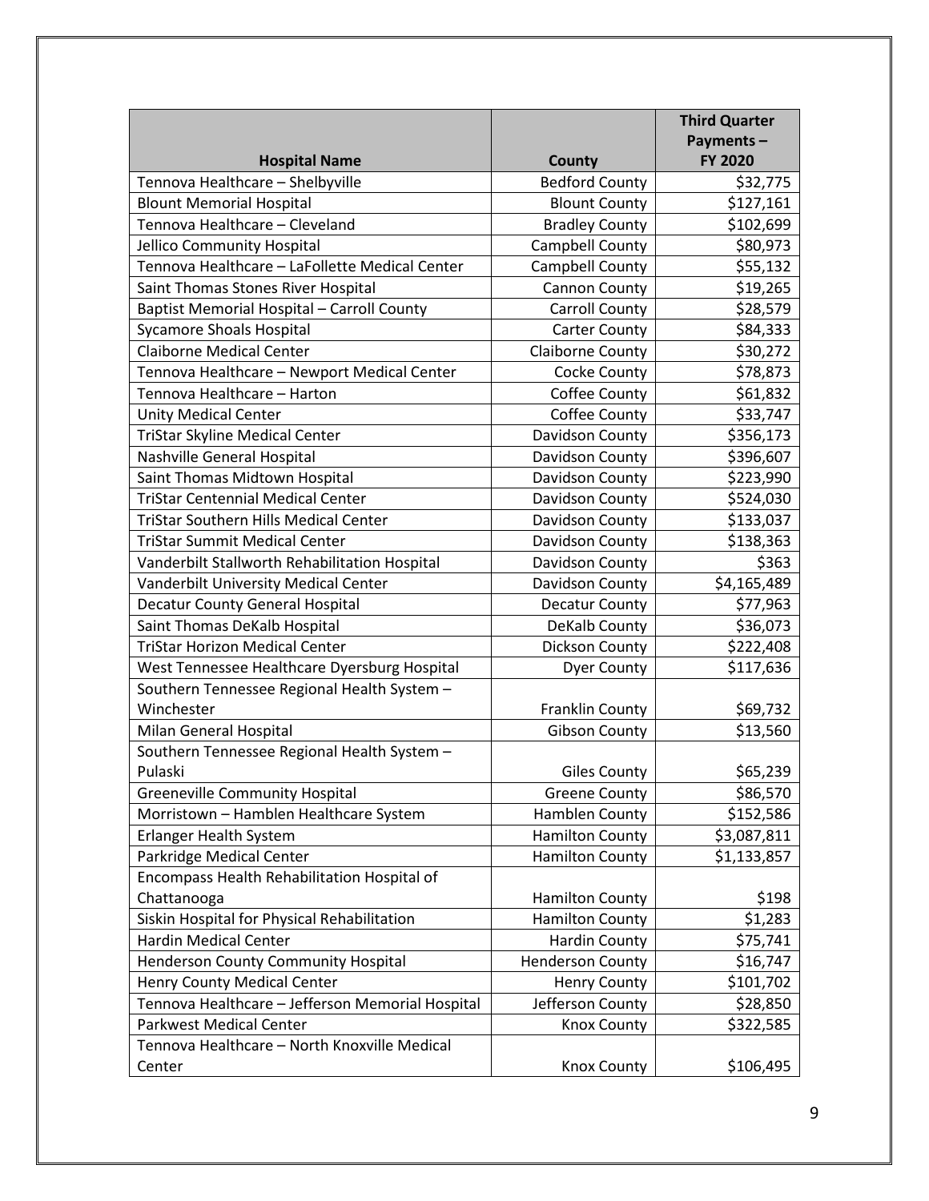| Hospital Name | County | Third Quarter Payments – FY 2020 |
|---|---|---|
| Tennova Healthcare – Shelbyville | Bedford County | $32,775 |
| Blount Memorial Hospital | Blount County | $127,161 |
| Tennova Healthcare – Cleveland | Bradley County | $102,699 |
| Jellico Community Hospital | Campbell County | $80,973 |
| Tennova Healthcare – LaFollette Medical Center | Campbell County | $55,132 |
| Saint Thomas Stones River Hospital | Cannon County | $19,265 |
| Baptist Memorial Hospital – Carroll County | Carroll County | $28,579 |
| Sycamore Shoals Hospital | Carter County | $84,333 |
| Claiborne Medical Center | Claiborne County | $30,272 |
| Tennova Healthcare – Newport Medical Center | Cocke County | $78,873 |
| Tennova Healthcare – Harton | Coffee County | $61,832 |
| Unity Medical Center | Coffee County | $33,747 |
| TriStar Skyline Medical Center | Davidson County | $356,173 |
| Nashville General Hospital | Davidson County | $396,607 |
| Saint Thomas Midtown Hospital | Davidson County | $223,990 |
| TriStar Centennial Medical Center | Davidson County | $524,030 |
| TriStar Southern Hills Medical Center | Davidson County | $133,037 |
| TriStar Summit Medical Center | Davidson County | $138,363 |
| Vanderbilt Stallworth Rehabilitation Hospital | Davidson County | $363 |
| Vanderbilt University Medical Center | Davidson County | $4,165,489 |
| Decatur County General Hospital | Decatur County | $77,963 |
| Saint Thomas DeKalb Hospital | DeKalb County | $36,073 |
| TriStar Horizon Medical Center | Dickson County | $222,408 |
| West Tennessee Healthcare Dyersburg Hospital | Dyer County | $117,636 |
| Southern Tennessee Regional Health System – Winchester | Franklin County | $69,732 |
| Milan General Hospital | Gibson County | $13,560 |
| Southern Tennessee Regional Health System – Pulaski | Giles County | $65,239 |
| Greeneville Community Hospital | Greene County | $86,570 |
| Morristown – Hamblen Healthcare System | Hamblen County | $152,586 |
| Erlanger Health System | Hamilton County | $3,087,811 |
| Parkridge Medical Center | Hamilton County | $1,133,857 |
| Encompass Health Rehabilitation Hospital of Chattanooga | Hamilton County | $198 |
| Siskin Hospital for Physical Rehabilitation | Hamilton County | $1,283 |
| Hardin Medical Center | Hardin County | $75,741 |
| Henderson County Community Hospital | Henderson County | $16,747 |
| Henry County Medical Center | Henry County | $101,702 |
| Tennova Healthcare – Jefferson Memorial Hospital | Jefferson County | $28,850 |
| Parkwest Medical Center | Knox County | $322,585 |
| Tennova Healthcare – North Knoxville Medical Center | Knox County | $106,495 |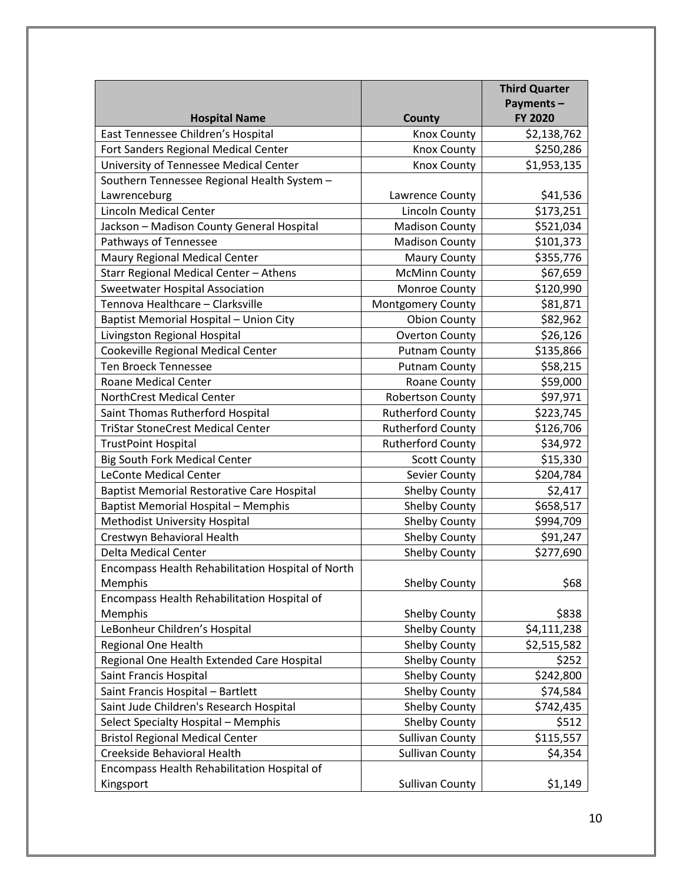| Hospital Name | County | Third Quarter Payments – FY 2020 |
|---|---|---|
| East Tennessee Children's Hospital | Knox County | $2,138,762 |
| Fort Sanders Regional Medical Center | Knox County | $250,286 |
| University of Tennessee Medical Center | Knox County | $1,953,135 |
| Southern Tennessee Regional Health System – Lawrenceburg | Lawrence County | $41,536 |
| Lincoln Medical Center | Lincoln County | $173,251 |
| Jackson – Madison County General Hospital | Madison County | $521,034 |
| Pathways of Tennessee | Madison County | $101,373 |
| Maury Regional Medical Center | Maury County | $355,776 |
| Starr Regional Medical Center – Athens | McMinn County | $67,659 |
| Sweetwater Hospital Association | Monroe County | $120,990 |
| Tennova Healthcare – Clarksville | Montgomery County | $81,871 |
| Baptist Memorial Hospital – Union City | Obion County | $82,962 |
| Livingston Regional Hospital | Overton County | $26,126 |
| Cookeville Regional Medical Center | Putnam County | $135,866 |
| Ten Broeck Tennessee | Putnam County | $58,215 |
| Roane Medical Center | Roane County | $59,000 |
| NorthCrest Medical Center | Robertson County | $97,971 |
| Saint Thomas Rutherford Hospital | Rutherford County | $223,745 |
| TriStar StoneCrest Medical Center | Rutherford County | $126,706 |
| TrustPoint Hospital | Rutherford County | $34,972 |
| Big South Fork Medical Center | Scott County | $15,330 |
| LeConte Medical Center | Sevier County | $204,784 |
| Baptist Memorial Restorative Care Hospital | Shelby County | $2,417 |
| Baptist Memorial Hospital – Memphis | Shelby County | $658,517 |
| Methodist University Hospital | Shelby County | $994,709 |
| Crestwyn Behavioral Health | Shelby County | $91,247 |
| Delta Medical Center | Shelby County | $277,690 |
| Encompass Health Rehabilitation Hospital of North Memphis | Shelby County | $68 |
| Encompass Health Rehabilitation Hospital of Memphis | Shelby County | $838 |
| LeBonheur Children's Hospital | Shelby County | $4,111,238 |
| Regional One Health | Shelby County | $2,515,582 |
| Regional One Health Extended Care Hospital | Shelby County | $252 |
| Saint Francis Hospital | Shelby County | $242,800 |
| Saint Francis Hospital – Bartlett | Shelby County | $74,584 |
| Saint Jude Children's Research Hospital | Shelby County | $742,435 |
| Select Specialty Hospital – Memphis | Shelby County | $512 |
| Bristol Regional Medical Center | Sullivan County | $115,557 |
| Creekside Behavioral Health | Sullivan County | $4,354 |
| Encompass Health Rehabilitation Hospital of Kingsport | Sullivan County | $1,149 |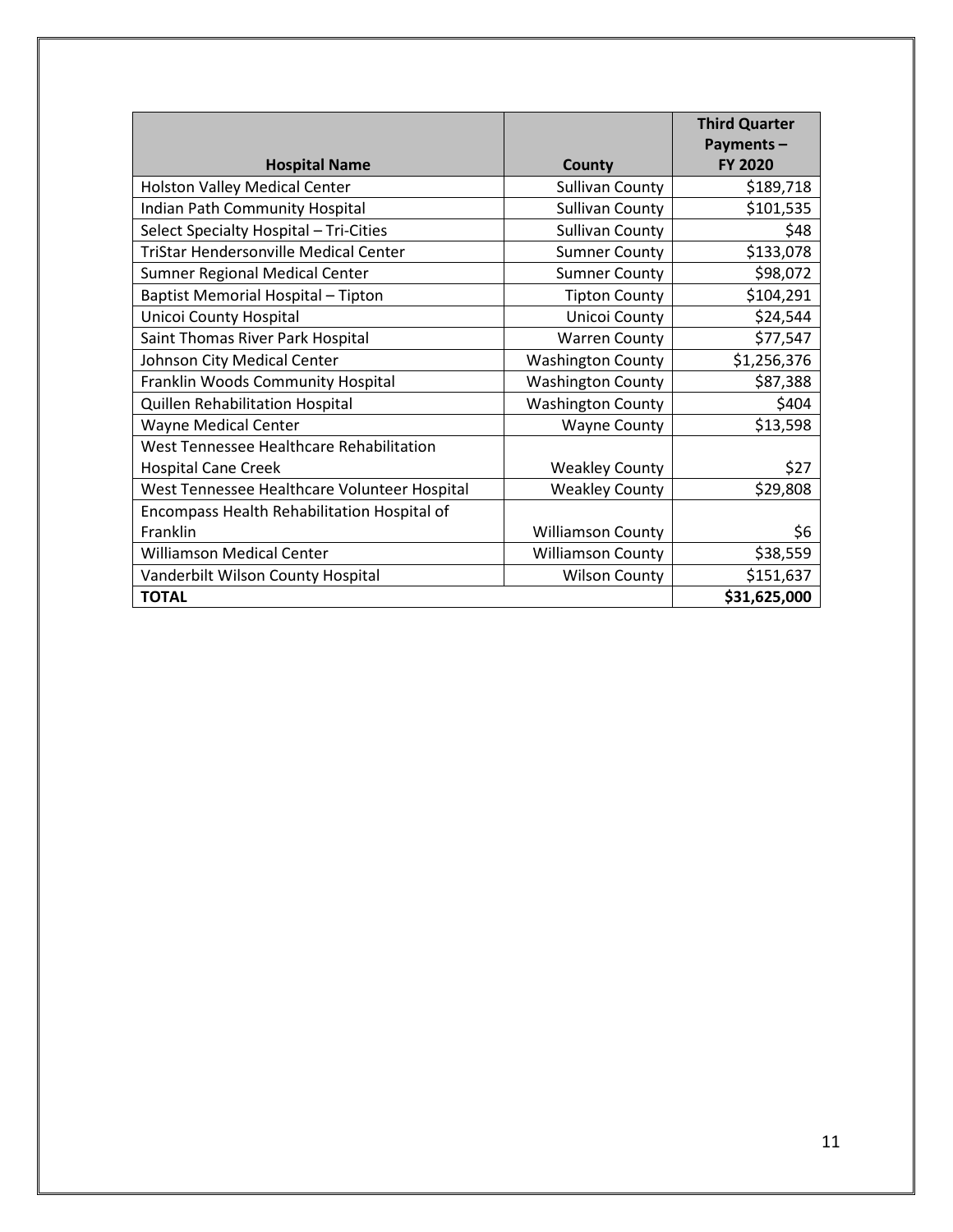| Hospital Name | County | Third Quarter Payments – FY 2020 |
|---|---|---|
| Holston Valley Medical Center | Sullivan County | $189,718 |
| Indian Path Community Hospital | Sullivan County | $101,535 |
| Select Specialty Hospital – Tri-Cities | Sullivan County | $48 |
| TriStar Hendersonville Medical Center | Sumner County | $133,078 |
| Sumner Regional Medical Center | Sumner County | $98,072 |
| Baptist Memorial Hospital – Tipton | Tipton County | $104,291 |
| Unicoi County Hospital | Unicoi County | $24,544 |
| Saint Thomas River Park Hospital | Warren County | $77,547 |
| Johnson City Medical Center | Washington County | $1,256,376 |
| Franklin Woods Community Hospital | Washington County | $87,388 |
| Quillen Rehabilitation Hospital | Washington County | $404 |
| Wayne Medical Center | Wayne County | $13,598 |
| West Tennessee Healthcare Rehabilitation Hospital Cane Creek | Weakley County | $27 |
| West Tennessee Healthcare Volunteer Hospital | Weakley County | $29,808 |
| Encompass Health Rehabilitation Hospital of Franklin | Williamson County | $6 |
| Williamson Medical Center | Williamson County | $38,559 |
| Vanderbilt Wilson County Hospital | Wilson County | $151,637 |
| **TOTAL** | | **$31,625,000** |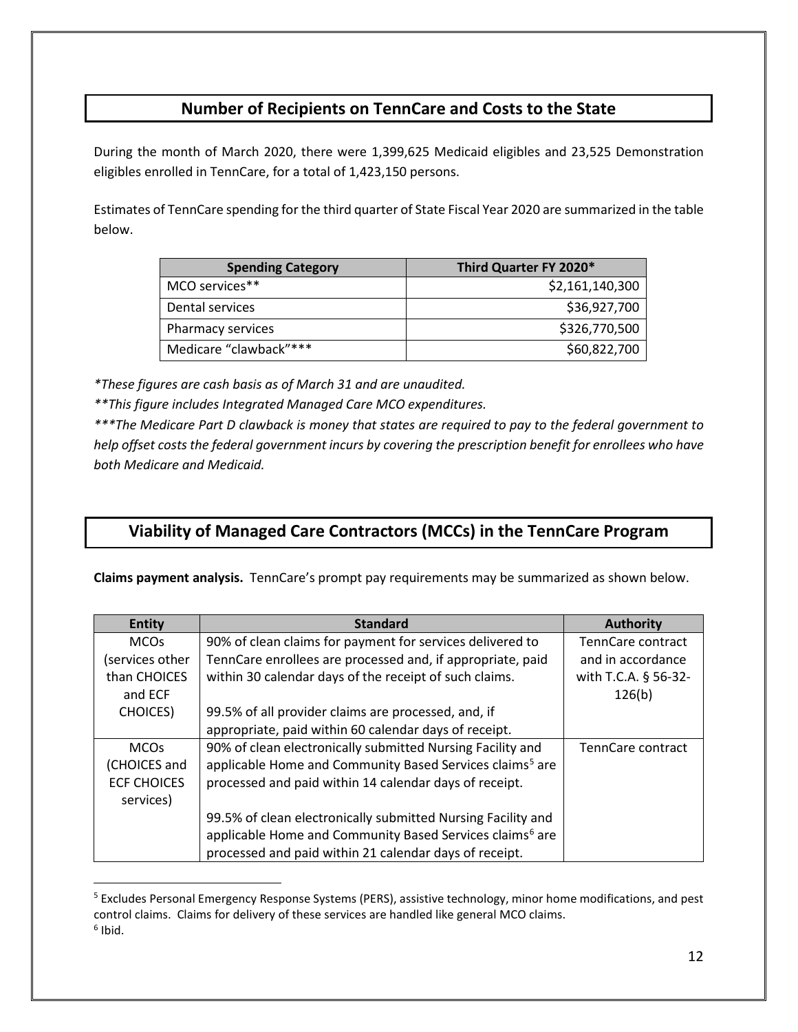## Number of Recipients on TennCare and Costs to the State

During the month of March 2020, there were 1,399,625 Medicaid eligibles and 23,525 Demonstration eligibles enrolled in TennCare, for a total of 1,423,150 persons.

Estimates of TennCare spending for the third quarter of State Fiscal Year 2020 are summarized in the table below.

| Spending Category | Third Quarter FY 2020* |
|---|---:|
| MCO services** | $2,161,140,300 |
| Dental services | $36,927,700 |
| Pharmacy services | $326,770,500 |
| Medicare "clawback"*** | $60,822,700 |

*\*These figures are cash basis as of March 31 and are unaudited.*

*\*\*This figure includes Integrated Managed Care MCO expenditures.*

*\*\*\*The Medicare Part D clawback is money that states are required to pay to the federal government to help offset costs the federal government incurs by covering the prescription benefit for enrollees who have both Medicare and Medicaid.*

## Viability of Managed Care Contractors (MCCs) in the TennCare Program

**Claims payment analysis.** TennCare's prompt pay requirements may be summarized as shown below.

| Entity | Standard | Authority |
|---|---|---|
| MCOs (services other than CHOICES and ECF CHOICES) | 90% of clean claims for payment for services delivered to TennCare enrollees are processed and, if appropriate, paid within 30 calendar days of the receipt of such claims.<br><br>99.5% of all provider claims are processed, and, if appropriate, paid within 60 calendar days of receipt. | TennCare contract and in accordance with T.C.A. § 56-32-126(b) |
| MCOs (CHOICES and ECF CHOICES services) | 90% of clean electronically submitted Nursing Facility and applicable Home and Community Based Services claims[5] are processed and paid within 14 calendar days of receipt.<br><br>99.5% of clean electronically submitted Nursing Facility and applicable Home and Community Based Services claims[6] are processed and paid within 21 calendar days of receipt. | TennCare contract |

[5] Excludes Personal Emergency Response Systems (PERS), assistive technology, minor home modifications, and pest control claims. Claims for delivery of these services are handled like general MCO claims.

[6] Ibid.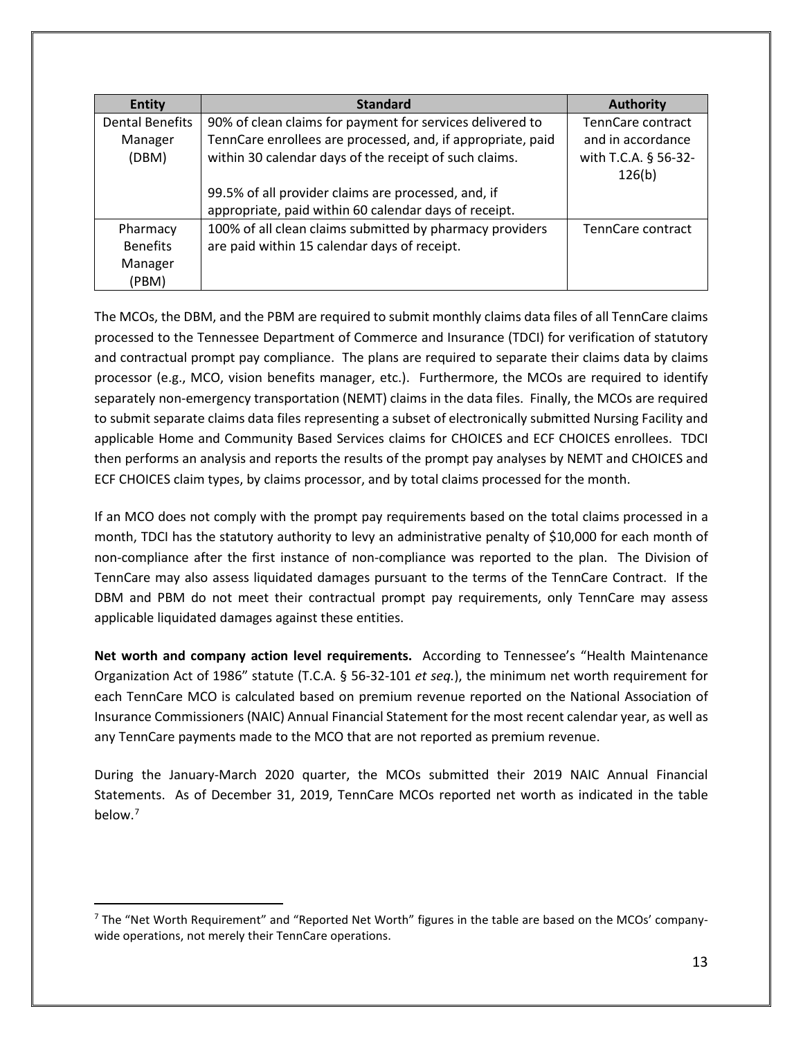| Entity | Standard | Authority |
|---|---|---|
| Dental Benefits Manager (DBM) | 90% of clean claims for payment for services delivered to TennCare enrollees are processed, and, if appropriate, paid within 30 calendar days of the receipt of such claims.<br><br>99.5% of all provider claims are processed, and, if appropriate, paid within 60 calendar days of receipt. | TennCare contract and in accordance with T.C.A. § 56-32-126(b) |
| Pharmacy Benefits Manager (PBM) | 100% of all clean claims submitted by pharmacy providers are paid within 15 calendar days of receipt. | TennCare contract |

The MCOs, the DBM, and the PBM are required to submit monthly claims data files of all TennCare claims processed to the Tennessee Department of Commerce and Insurance (TDCI) for verification of statutory and contractual prompt pay compliance. The plans are required to separate their claims data by claims processor (e.g., MCO, vision benefits manager, etc.). Furthermore, the MCOs are required to identify separately non-emergency transportation (NEMT) claims in the data files. Finally, the MCOs are required to submit separate claims data files representing a subset of electronically submitted Nursing Facility and applicable Home and Community Based Services claims for CHOICES and ECF CHOICES enrollees. TDCI then performs an analysis and reports the results of the prompt pay analyses by NEMT and CHOICES and ECF CHOICES claim types, by claims processor, and by total claims processed for the month.

If an MCO does not comply with the prompt pay requirements based on the total claims processed in a month, TDCI has the statutory authority to levy an administrative penalty of $10,000 for each month of non-compliance after the first instance of non-compliance was reported to the plan. The Division of TennCare may also assess liquidated damages pursuant to the terms of the TennCare Contract. If the DBM and PBM do not meet their contractual prompt pay requirements, only TennCare may assess applicable liquidated damages against these entities.

**Net worth and company action level requirements.** According to Tennessee's "Health Maintenance Organization Act of 1986" statute (T.C.A. § 56-32-101 *et seq.*), the minimum net worth requirement for each TennCare MCO is calculated based on premium revenue reported on the National Association of Insurance Commissioners (NAIC) Annual Financial Statement for the most recent calendar year, as well as any TennCare payments made to the MCO that are not reported as premium revenue.

During the January-March 2020 quarter, the MCOs submitted their 2019 NAIC Annual Financial Statements. As of December 31, 2019, TennCare MCOs reported net worth as indicated in the table below.[7]

[7] The "Net Worth Requirement" and "Reported Net Worth" figures in the table are based on the MCOs' company-wide operations, not merely their TennCare operations.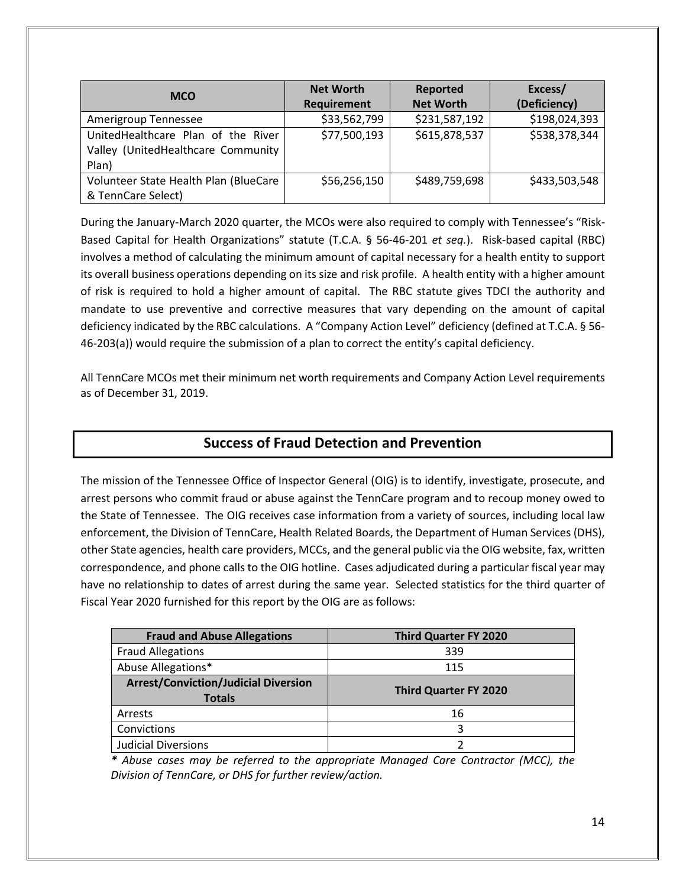| MCO | Net Worth Requirement | Reported Net Worth | Excess/ (Deficiency) |
|---|---|---|---|
| Amerigroup Tennessee | \$33,562,799 | \$231,587,192 | \$198,024,393 |
| UnitedHealthcare Plan of the River Valley (UnitedHealthcare Community Plan) | \$77,500,193 | \$615,878,537 | \$538,378,344 |
| Volunteer State Health Plan (BlueCare & TennCare Select) | \$56,256,150 | \$489,759,698 | \$433,503,548 |

During the January-March 2020 quarter, the MCOs were also required to comply with Tennessee's "Risk-Based Capital for Health Organizations" statute (T.C.A. § 56-46-201 *et seq.*). Risk-based capital (RBC) involves a method of calculating the minimum amount of capital necessary for a health entity to support its overall business operations depending on its size and risk profile. A health entity with a higher amount of risk is required to hold a higher amount of capital. The RBC statute gives TDCI the authority and mandate to use preventive and corrective measures that vary depending on the amount of capital deficiency indicated by the RBC calculations. A "Company Action Level" deficiency (defined at T.C.A. § 56-46-203(a)) would require the submission of a plan to correct the entity's capital deficiency.

All TennCare MCOs met their minimum net worth requirements and Company Action Level requirements as of December 31, 2019.

## Success of Fraud Detection and Prevention

The mission of the Tennessee Office of Inspector General (OIG) is to identify, investigate, prosecute, and arrest persons who commit fraud or abuse against the TennCare program and to recoup money owed to the State of Tennessee. The OIG receives case information from a variety of sources, including local law enforcement, the Division of TennCare, Health Related Boards, the Department of Human Services (DHS), other State agencies, health care providers, MCCs, and the general public via the OIG website, fax, written correspondence, and phone calls to the OIG hotline. Cases adjudicated during a particular fiscal year may have no relationship to dates of arrest during the same year. Selected statistics for the third quarter of Fiscal Year 2020 furnished for this report by the OIG are as follows:

| Fraud and Abuse Allegations | Third Quarter FY 2020 |
|---|---|
| Fraud Allegations | 339 |
| Abuse Allegations* | 115 |
| **Arrest/Conviction/Judicial Diversion Totals** | **Third Quarter FY 2020** |
| Arrests | 16 |
| Convictions | 3 |
| Judicial Diversions | 2 |

*\* Abuse cases may be referred to the appropriate Managed Care Contractor (MCC), the Division of TennCare, or DHS for further review/action.*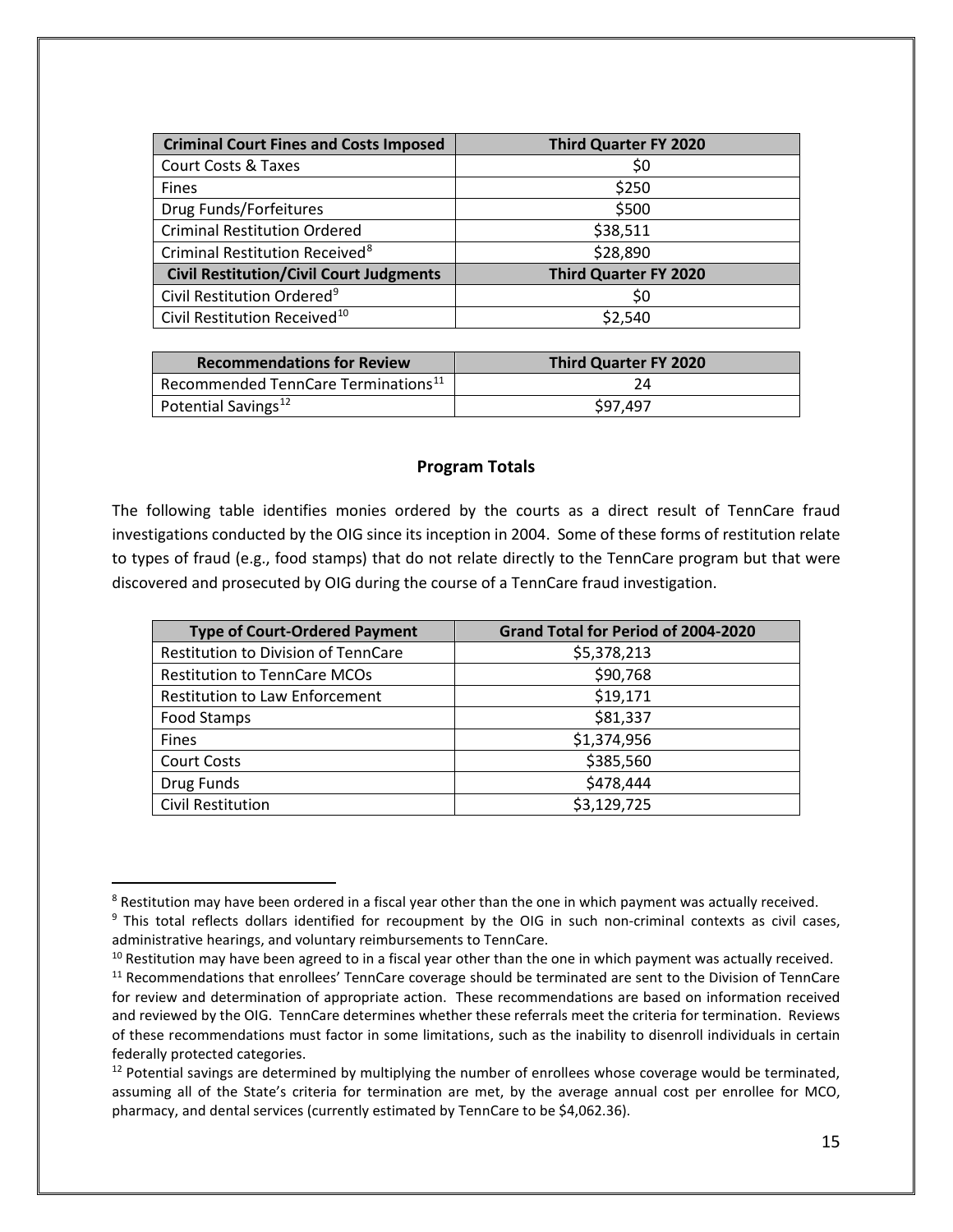| Criminal Court Fines and Costs Imposed | Third Quarter FY 2020 |
|---|---|
| Court Costs & Taxes | $0 |
| Fines | $250 |
| Drug Funds/Forfeitures | $500 |
| Criminal Restitution Ordered | $38,511 |
| Criminal Restitution Received[8] | $28,890 |
| **Civil Restitution/Civil Court Judgments** | **Third Quarter FY 2020** |
| Civil Restitution Ordered[9] | $0 |
| Civil Restitution Received[10] | $2,540 |

| Recommendations for Review | Third Quarter FY 2020 |
|---|---|
| Recommended TennCare Terminations[11] | 24 |
| Potential Savings[12] | $97,497 |

## Program Totals

The following table identifies monies ordered by the courts as a direct result of TennCare fraud investigations conducted by the OIG since its inception in 2004. Some of these forms of restitution relate to types of fraud (e.g., food stamps) that do not relate directly to the TennCare program but that were discovered and prosecuted by OIG during the course of a TennCare fraud investigation.

| Type of Court-Ordered Payment | Grand Total for Period of 2004-2020 |
|---|---|
| Restitution to Division of TennCare | $5,378,213 |
| Restitution to TennCare MCOs | $90,768 |
| Restitution to Law Enforcement | $19,171 |
| Food Stamps | $81,337 |
| Fines | $1,374,956 |
| Court Costs | $385,560 |
| Drug Funds | $478,444 |
| Civil Restitution | $3,129,725 |

[8] Restitution may have been ordered in a fiscal year other than the one in which payment was actually received.

[9] This total reflects dollars identified for recoupment by the OIG in such non-criminal contexts as civil cases, administrative hearings, and voluntary reimbursements to TennCare.

[10] Restitution may have been agreed to in a fiscal year other than the one in which payment was actually received.

[11] Recommendations that enrollees' TennCare coverage should be terminated are sent to the Division of TennCare for review and determination of appropriate action. These recommendations are based on information received and reviewed by the OIG. TennCare determines whether these referrals meet the criteria for termination. Reviews of these recommendations must factor in some limitations, such as the inability to disenroll individuals in certain federally protected categories.

[12] Potential savings are determined by multiplying the number of enrollees whose coverage would be terminated, assuming all of the State's criteria for termination are met, by the average annual cost per enrollee for MCO, pharmacy, and dental services (currently estimated by TennCare to be $4,062.36).